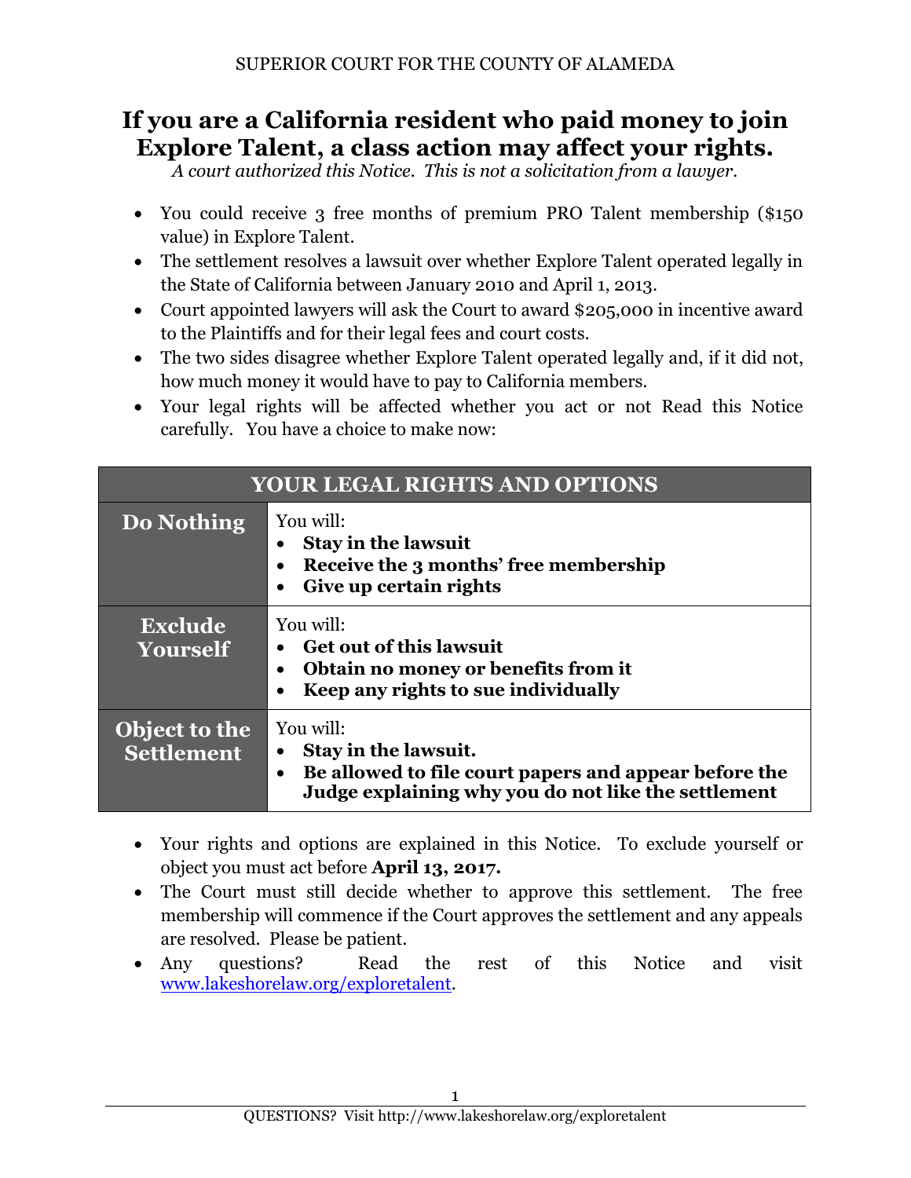SUPERIOR COURT FOR THE COUNTY OF ALAMEDA

# If you are a California resident who paid money to join Explore Talent, a class action may affect your rights.

*A court authorized this Notice. This is not a solicitation from a lawyer.*

- You could receive 3 free months of premium PRO Talent membership ($150 value) in Explore Talent.
- The settlement resolves a lawsuit over whether Explore Talent operated legally in the State of California between January 2010 and April 1, 2013.
- Court appointed lawyers will ask the Court to award $205,000 in incentive award to the Plaintiffs and for their legal fees and court costs.
- The two sides disagree whether Explore Talent operated legally and, if it did not, how much money it would have to pay to California members.
- Your legal rights will be affected whether you act or not Read this Notice carefully. You have a choice to make now:

| YOUR LEGAL RIGHTS AND OPTIONS | |
|---|---|
| **Do Nothing** | You will:<br>• **Stay in the lawsuit**<br>• **Receive the 3 months' free membership**<br>• **Give up certain rights** |
| **Exclude Yourself** | You will:<br>• **Get out of this lawsuit**<br>• **Obtain no money or benefits from it**<br>• **Keep any rights to sue individually** |
| **Object to the Settlement** | You will:<br>• **Stay in the lawsuit.**<br>• **Be allowed to file court papers and appear before the Judge explaining why you do not like the settlement** |

- Your rights and options are explained in this Notice. To exclude yourself or object you must act before **April 13, 2017.**
- The Court must still decide whether to approve this settlement. The free membership will commence if the Court approves the settlement and any appeals are resolved. Please be patient.
- Any questions? Read the rest of this Notice and visit www.lakeshorelaw.org/exploretalent.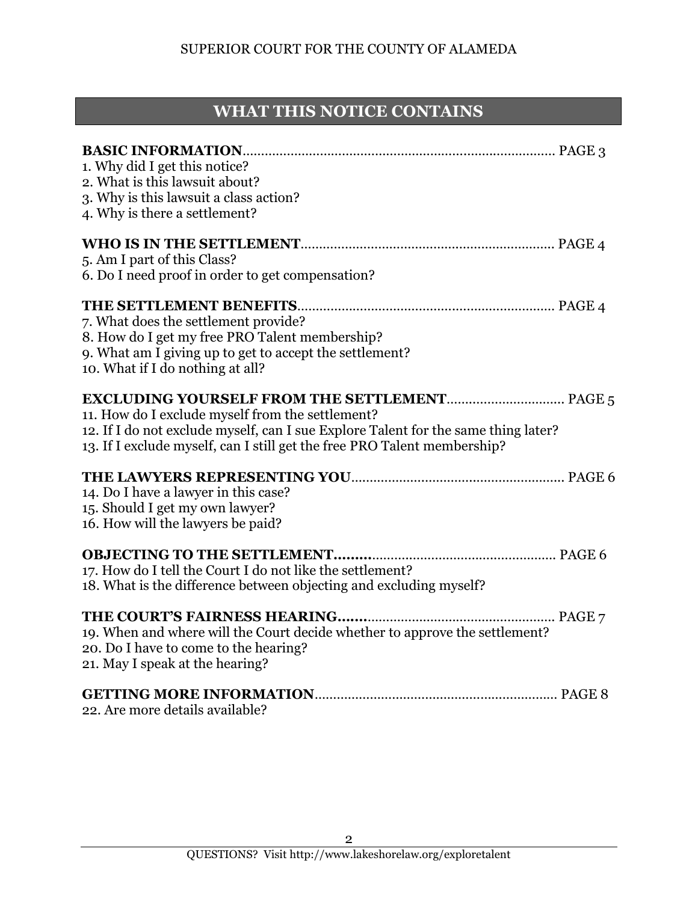# WHAT THIS NOTICE CONTAINS

**BASIC INFORMATION**.................................................................................... PAGE 3

1. Why did I get this notice?
2. What is this lawsuit about?
3. Why is this lawsuit a class action?
4. Why is there a settlement?

**WHO IS IN THE SETTLEMENT**.................................................................... PAGE 4

5. Am I part of this Class?
6. Do I need proof in order to get compensation?

**THE SETTLEMENT BENEFITS**..................................................................... PAGE 4

7. What does the settlement provide?
8. How do I get my free PRO Talent membership?
9. What am I giving up to get to accept the settlement?
10. What if I do nothing at all?

**EXCLUDING YOURSELF FROM THE SETTLEMENT**............................... PAGE 5

11. How do I exclude myself from the settlement?
12. If I do not exclude myself, can I sue Explore Talent for the same thing later?
13. If I exclude myself, can I still get the free PRO Talent membership?

**THE LAWYERS REPRESENTING YOU**......................................................... PAGE 6

14. Do I have a lawyer in this case?
15. Should I get my own lawyer?
16. How will the lawyers be paid?

**OBJECTING TO THE SETTLEMENT.........**................................................. PAGE 6

17. How do I tell the Court I do not like the settlement?
18. What is the difference between objecting and excluding myself?

**THE COURT'S FAIRNESS HEARING.......**................................................. PAGE 7

19. When and where will the Court decide whether to approve the settlement?
20. Do I have to come to the hearing?
21. May I speak at the hearing?

**GETTING MORE INFORMATION**................................................................. PAGE 8

22. Are more details available?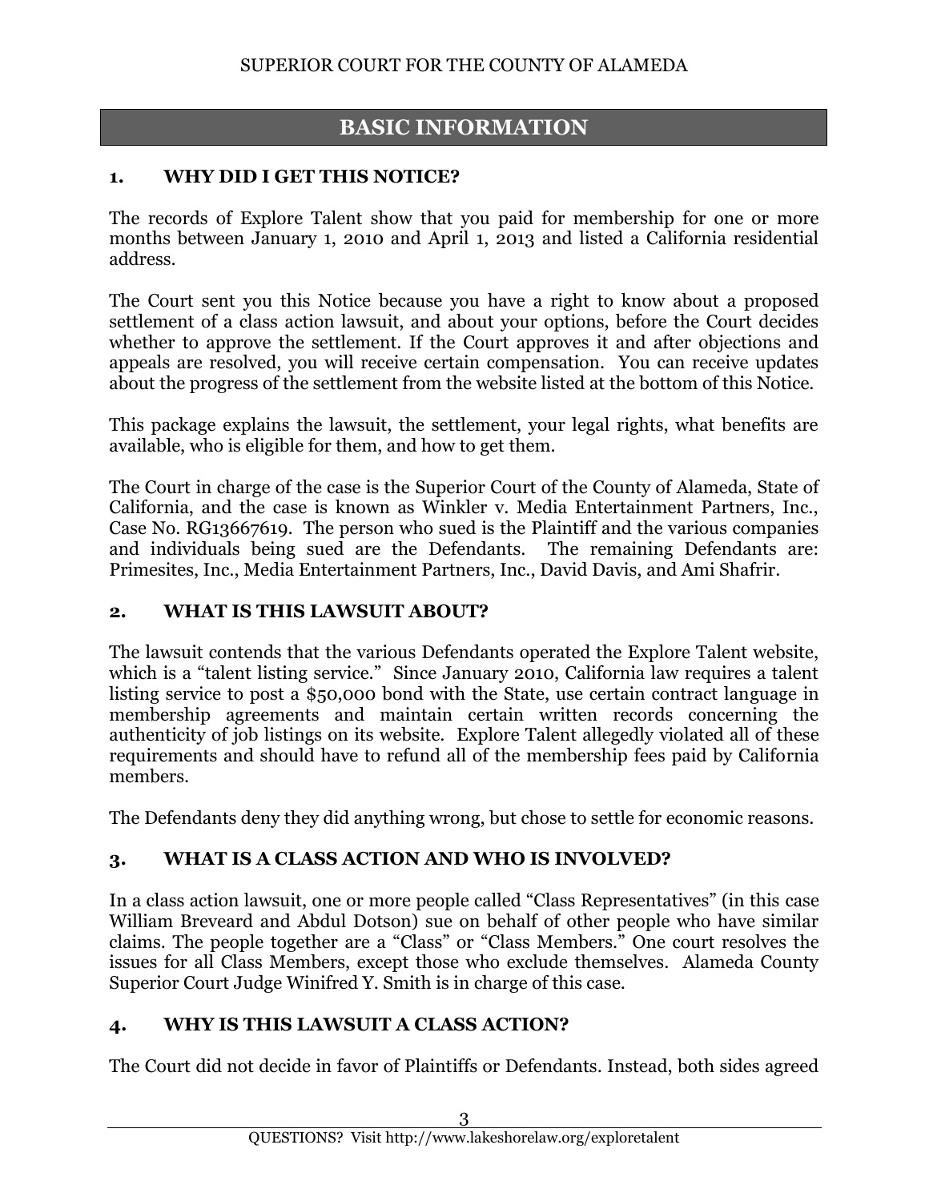## BASIC INFORMATION

### 1. WHY DID I GET THIS NOTICE?

The records of Explore Talent show that you paid for membership for one or more months between January 1, 2010 and April 1, 2013 and listed a California residential address.

The Court sent you this Notice because you have a right to know about a proposed settlement of a class action lawsuit, and about your options, before the Court decides whether to approve the settlement. If the Court approves it and after objections and appeals are resolved, you will receive certain compensation. You can receive updates about the progress of the settlement from the website listed at the bottom of this Notice.

This package explains the lawsuit, the settlement, your legal rights, what benefits are available, who is eligible for them, and how to get them.

The Court in charge of the case is the Superior Court of the County of Alameda, State of California, and the case is known as Winkler v. Media Entertainment Partners, Inc., Case No. RG13667619. The person who sued is the Plaintiff and the various companies and individuals being sued are the Defendants. The remaining Defendants are: Primesites, Inc., Media Entertainment Partners, Inc., David Davis, and Ami Shafrir.

### 2. WHAT IS THIS LAWSUIT ABOUT?

The lawsuit contends that the various Defendants operated the Explore Talent website, which is a "talent listing service." Since January 2010, California law requires a talent listing service to post a $50,000 bond with the State, use certain contract language in membership agreements and maintain certain written records concerning the authenticity of job listings on its website. Explore Talent allegedly violated all of these requirements and should have to refund all of the membership fees paid by California members.

The Defendants deny they did anything wrong, but chose to settle for economic reasons.

### 3. WHAT IS A CLASS ACTION AND WHO IS INVOLVED?

In a class action lawsuit, one or more people called "Class Representatives" (in this case William Breveard and Abdul Dotson) sue on behalf of other people who have similar claims. The people together are a "Class" or "Class Members." One court resolves the issues for all Class Members, except those who exclude themselves. Alameda County Superior Court Judge Winifred Y. Smith is in charge of this case.

### 4. WHY IS THIS LAWSUIT A CLASS ACTION?

The Court did not decide in favor of Plaintiffs or Defendants. Instead, both sides agreed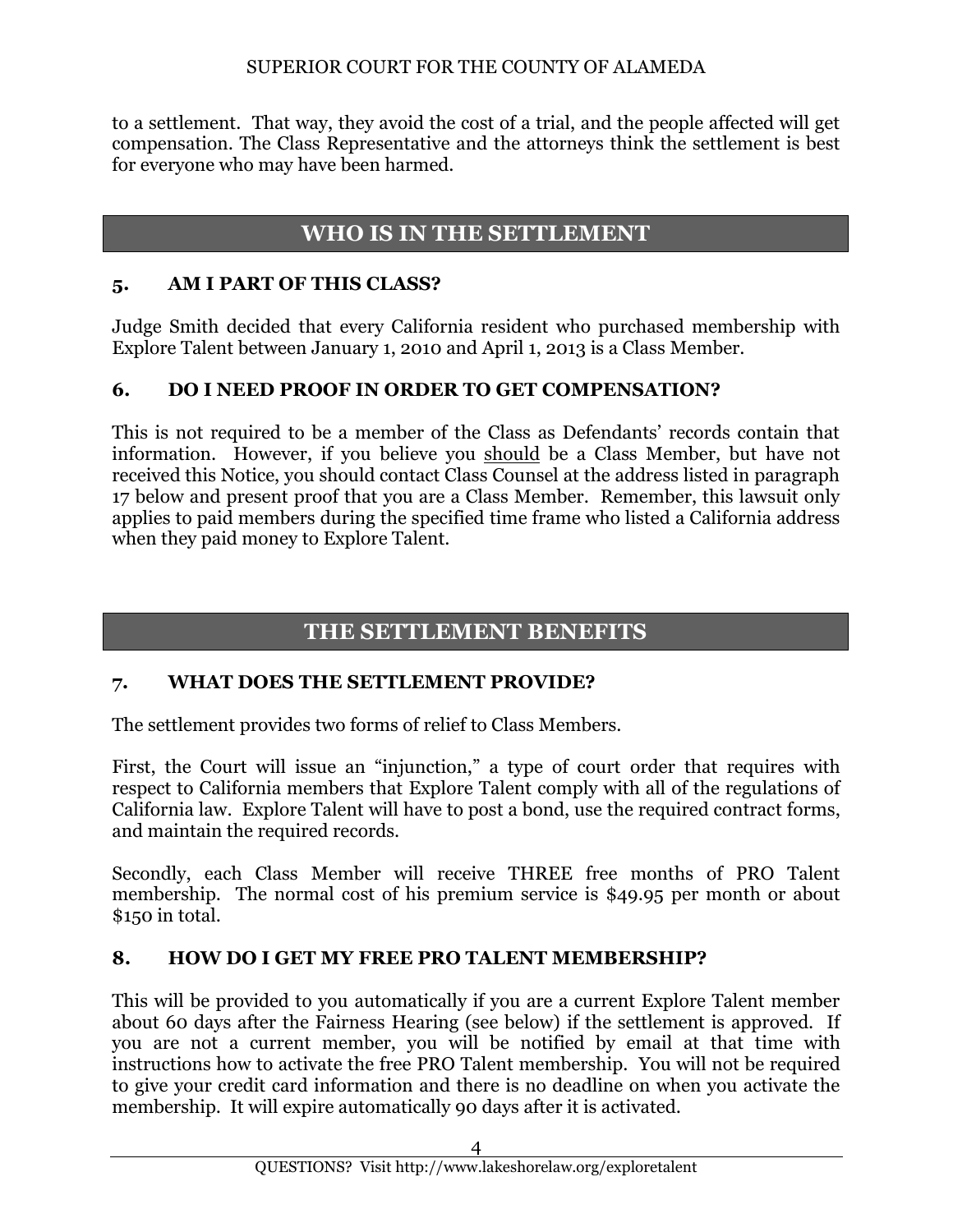to a settlement. That way, they avoid the cost of a trial, and the people affected will get compensation. The Class Representative and the attorneys think the settlement is best for everyone who may have been harmed.

## WHO IS IN THE SETTLEMENT

### 5. AM I PART OF THIS CLASS?

Judge Smith decided that every California resident who purchased membership with Explore Talent between January 1, 2010 and April 1, 2013 is a Class Member.

### 6. DO I NEED PROOF IN ORDER TO GET COMPENSATION?

This is not required to be a member of the Class as Defendants' records contain that information. However, if you believe you should be a Class Member, but have not received this Notice, you should contact Class Counsel at the address listed in paragraph 17 below and present proof that you are a Class Member. Remember, this lawsuit only applies to paid members during the specified time frame who listed a California address when they paid money to Explore Talent.

## THE SETTLEMENT BENEFITS

### 7. WHAT DOES THE SETTLEMENT PROVIDE?

The settlement provides two forms of relief to Class Members.

First, the Court will issue an "injunction," a type of court order that requires with respect to California members that Explore Talent comply with all of the regulations of California law. Explore Talent will have to post a bond, use the required contract forms, and maintain the required records.

Secondly, each Class Member will receive THREE free months of PRO Talent membership. The normal cost of his premium service is $49.95 per month or about $150 in total.

### 8. HOW DO I GET MY FREE PRO TALENT MEMBERSHIP?

This will be provided to you automatically if you are a current Explore Talent member about 60 days after the Fairness Hearing (see below) if the settlement is approved. If you are not a current member, you will be notified by email at that time with instructions how to activate the free PRO Talent membership. You will not be required to give your credit card information and there is no deadline on when you activate the membership. It will expire automatically 90 days after it is activated.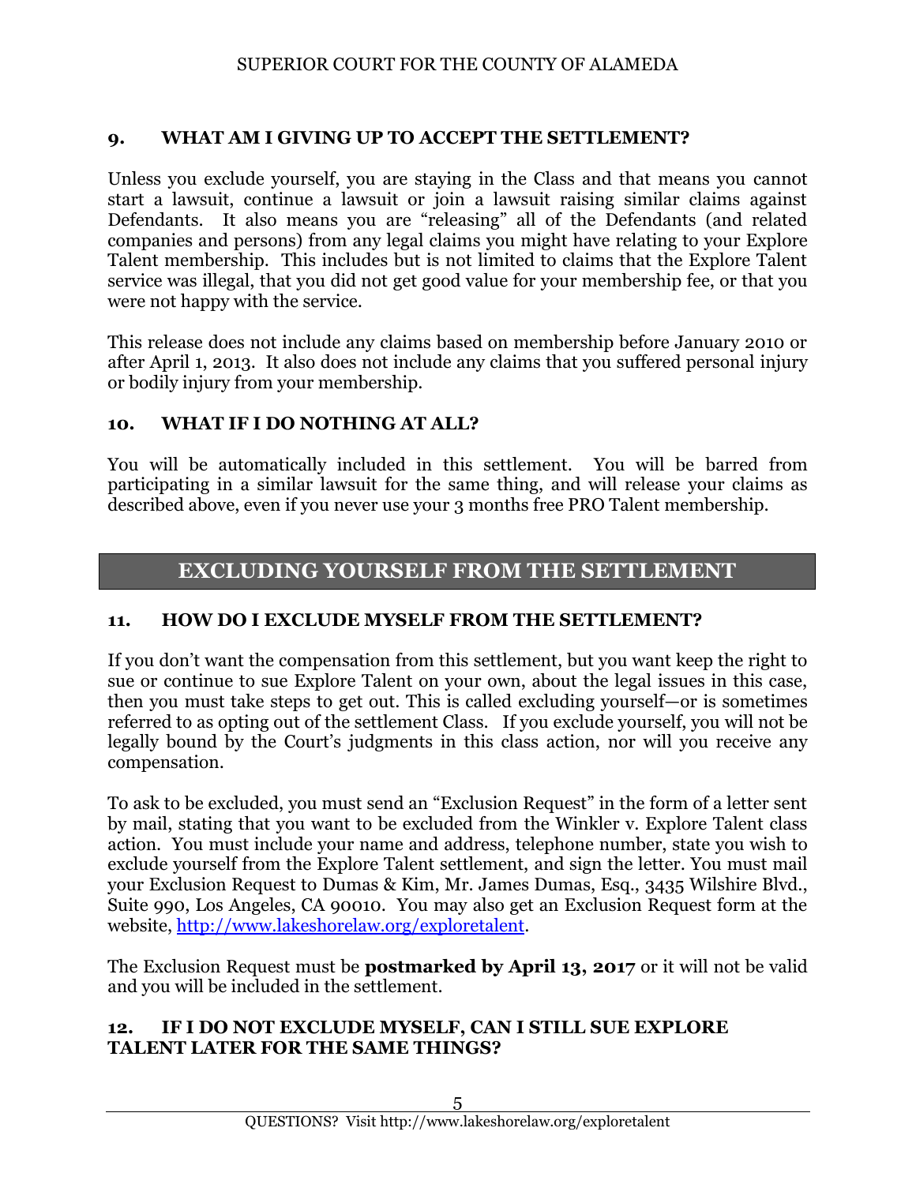### 9. WHAT AM I GIVING UP TO ACCEPT THE SETTLEMENT?

Unless you exclude yourself, you are staying in the Class and that means you cannot start a lawsuit, continue a lawsuit or join a lawsuit raising similar claims against Defendants. It also means you are "releasing" all of the Defendants (and related companies and persons) from any legal claims you might have relating to your Explore Talent membership. This includes but is not limited to claims that the Explore Talent service was illegal, that you did not get good value for your membership fee, or that you were not happy with the service.

This release does not include any claims based on membership before January 2010 or after April 1, 2013. It also does not include any claims that you suffered personal injury or bodily injury from your membership.

### 10. WHAT IF I DO NOTHING AT ALL?

You will be automatically included in this settlement. You will be barred from participating in a similar lawsuit for the same thing, and will release your claims as described above, even if you never use your 3 months free PRO Talent membership.

## EXCLUDING YOURSELF FROM THE SETTLEMENT

### 11. HOW DO I EXCLUDE MYSELF FROM THE SETTLEMENT?

If you don't want the compensation from this settlement, but you want keep the right to sue or continue to sue Explore Talent on your own, about the legal issues in this case, then you must take steps to get out. This is called excluding yourself—or is sometimes referred to as opting out of the settlement Class. If you exclude yourself, you will not be legally bound by the Court's judgments in this class action, nor will you receive any compensation.

To ask to be excluded, you must send an "Exclusion Request" in the form of a letter sent by mail, stating that you want to be excluded from the Winkler v. Explore Talent class action. You must include your name and address, telephone number, state you wish to exclude yourself from the Explore Talent settlement, and sign the letter. You must mail your Exclusion Request to Dumas & Kim, Mr. James Dumas, Esq., 3435 Wilshire Blvd., Suite 990, Los Angeles, CA 90010. You may also get an Exclusion Request form at the website, [http://www.lakeshorelaw.org/exploretalent](http://www.lakeshorelaw.org/exploretalent).

The Exclusion Request must be **postmarked by April 13, 2017** or it will not be valid and you will be included in the settlement.

### 12. IF I DO NOT EXCLUDE MYSELF, CAN I STILL SUE EXPLORE TALENT LATER FOR THE SAME THINGS?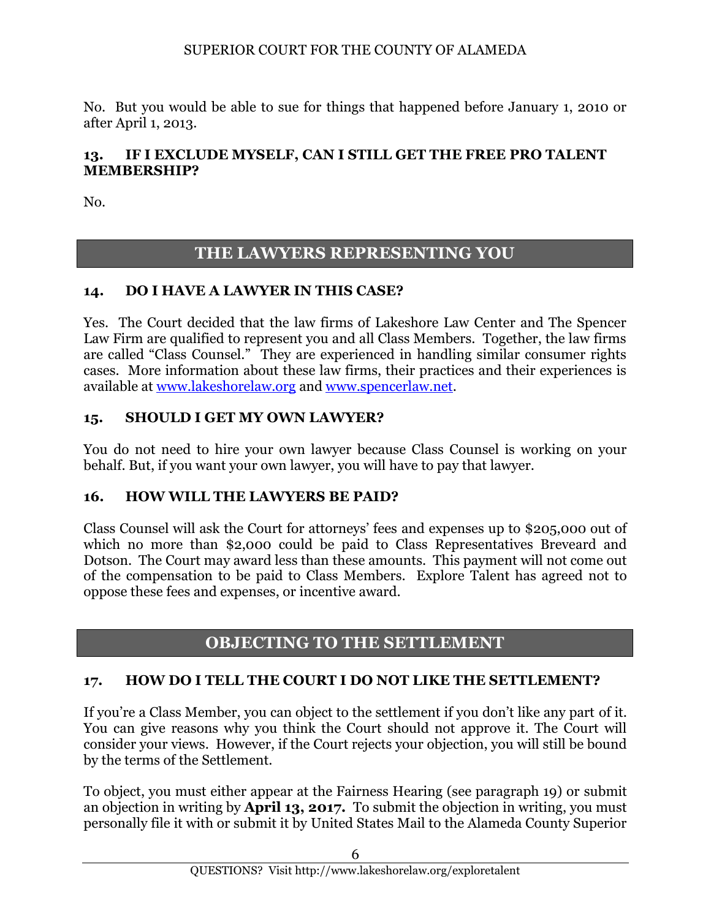No. But you would be able to sue for things that happened before January 1, 2010 or after April 1, 2013.

### 13. IF I EXCLUDE MYSELF, CAN I STILL GET THE FREE PRO TALENT MEMBERSHIP?

No.

## THE LAWYERS REPRESENTING YOU

### 14. DO I HAVE A LAWYER IN THIS CASE?

Yes. The Court decided that the law firms of Lakeshore Law Center and The Spencer Law Firm are qualified to represent you and all Class Members. Together, the law firms are called "Class Counsel." They are experienced in handling similar consumer rights cases. More information about these law firms, their practices and their experiences is available at [www.lakeshorelaw.org](http://www.lakeshorelaw.org) and [www.spencerlaw.net](http://www.spencerlaw.net).

### 15. SHOULD I GET MY OWN LAWYER?

You do not need to hire your own lawyer because Class Counsel is working on your behalf. But, if you want your own lawyer, you will have to pay that lawyer.

### 16. HOW WILL THE LAWYERS BE PAID?

Class Counsel will ask the Court for attorneys' fees and expenses up to $205,000 out of which no more than $2,000 could be paid to Class Representatives Breveard and Dotson. The Court may award less than these amounts. This payment will not come out of the compensation to be paid to Class Members. Explore Talent has agreed not to oppose these fees and expenses, or incentive award.

## OBJECTING TO THE SETTLEMENT

### 17. HOW DO I TELL THE COURT I DO NOT LIKE THE SETTLEMENT?

If you're a Class Member, you can object to the settlement if you don't like any part of it. You can give reasons why you think the Court should not approve it. The Court will consider your views. However, if the Court rejects your objection, you will still be bound by the terms of the Settlement.

To object, you must either appear at the Fairness Hearing (see paragraph 19) or submit an objection in writing by **April 13, 2017.** To submit the objection in writing, you must personally file it with or submit it by United States Mail to the Alameda County Superior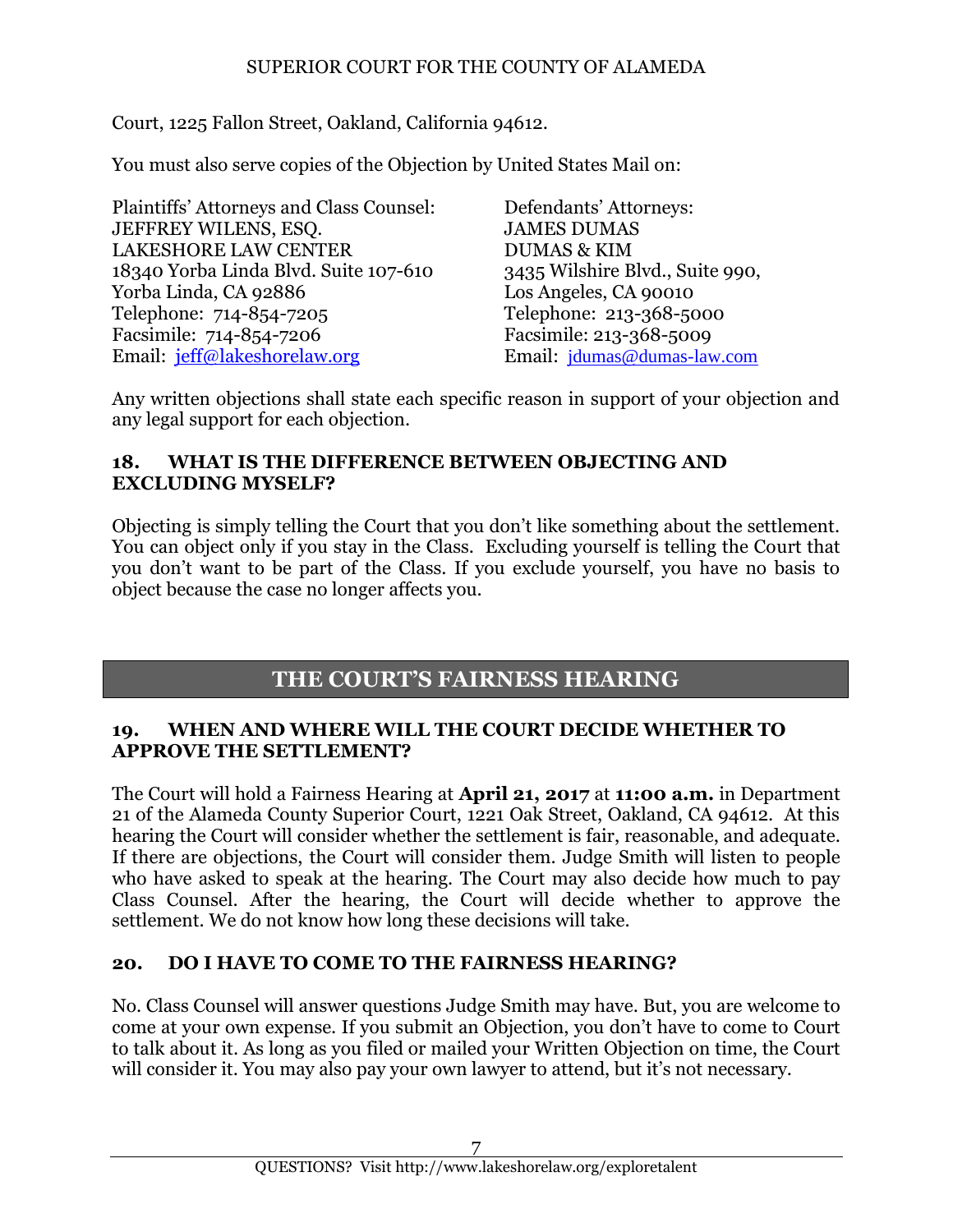Court, 1225 Fallon Street, Oakland, California 94612.

You must also serve copies of the Objection by United States Mail on:

Plaintiffs' Attorneys and Class Counsel:
JEFFREY WILENS, ESQ.
LAKESHORE LAW CENTER
18340 Yorba Linda Blvd. Suite 107-610
Yorba Linda, CA 92886
Telephone: 714-854-7205
Facsimile: 714-854-7206
Email: jeff@lakeshorelaw.org

Defendants' Attorneys:
JAMES DUMAS
DUMAS & KIM
3435 Wilshire Blvd., Suite 990,
Los Angeles, CA 90010
Telephone: 213-368-5000
Facsimile: 213-368-5009
Email: jdumas@dumas-law.com

Any written objections shall state each specific reason in support of your objection and any legal support for each objection.

### 18. WHAT IS THE DIFFERENCE BETWEEN OBJECTING AND EXCLUDING MYSELF?

Objecting is simply telling the Court that you don't like something about the settlement. You can object only if you stay in the Class. Excluding yourself is telling the Court that you don't want to be part of the Class. If you exclude yourself, you have no basis to object because the case no longer affects you.

## THE COURT'S FAIRNESS HEARING

### 19. WHEN AND WHERE WILL THE COURT DECIDE WHETHER TO APPROVE THE SETTLEMENT?

The Court will hold a Fairness Hearing at **April 21, 2017** at **11:00 a.m.** in Department 21 of the Alameda County Superior Court, 1221 Oak Street, Oakland, CA 94612. At this hearing the Court will consider whether the settlement is fair, reasonable, and adequate. If there are objections, the Court will consider them. Judge Smith will listen to people who have asked to speak at the hearing. The Court may also decide how much to pay Class Counsel. After the hearing, the Court will decide whether to approve the settlement. We do not know how long these decisions will take.

### 20. DO I HAVE TO COME TO THE FAIRNESS HEARING?

No. Class Counsel will answer questions Judge Smith may have. But, you are welcome to come at your own expense. If you submit an Objection, you don't have to come to Court to talk about it. As long as you filed or mailed your Written Objection on time, the Court will consider it. You may also pay your own lawyer to attend, but it's not necessary.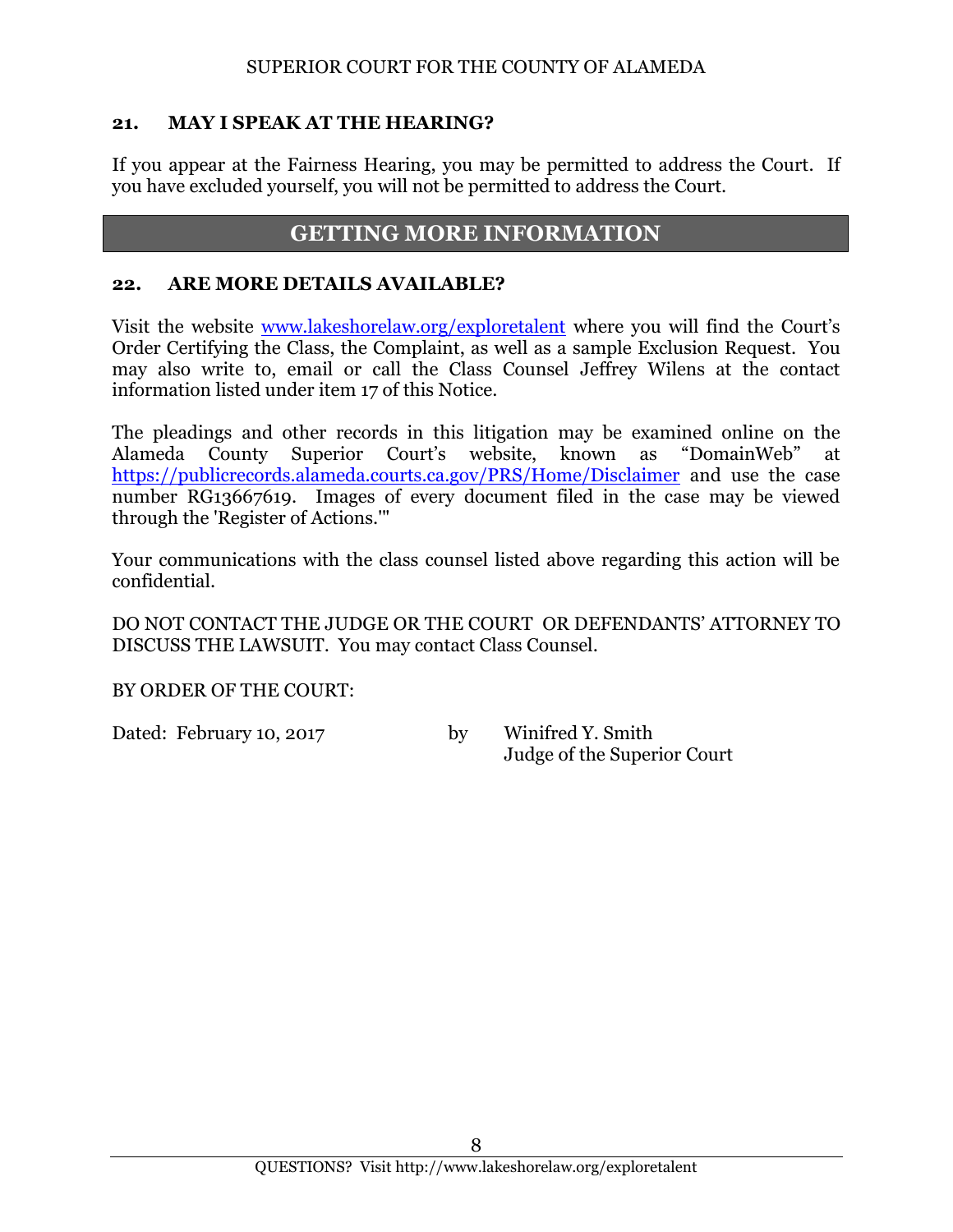## 21. MAY I SPEAK AT THE HEARING?

If you appear at the Fairness Hearing, you may be permitted to address the Court. If you have excluded yourself, you will not be permitted to address the Court.

# GETTING MORE INFORMATION

## 22. ARE MORE DETAILS AVAILABLE?

Visit the website www.lakeshorelaw.org/exploretalent where you will find the Court's Order Certifying the Class, the Complaint, as well as a sample Exclusion Request. You may also write to, email or call the Class Counsel Jeffrey Wilens at the contact information listed under item 17 of this Notice.

The pleadings and other records in this litigation may be examined online on the Alameda County Superior Court's website, known as "DomainWeb" at https://publicrecords.alameda.courts.ca.gov/PRS/Home/Disclaimer and use the case number RG13667619. Images of every document filed in the case may be viewed through the 'Register of Actions.'"

Your communications with the class counsel listed above regarding this action will be confidential.

DO NOT CONTACT THE JUDGE OR THE COURT OR DEFENDANTS' ATTORNEY TO DISCUSS THE LAWSUIT. You may contact Class Counsel.

BY ORDER OF THE COURT:

Dated: February 10, 2017 by Winifred Y. Smith
Judge of the Superior Court